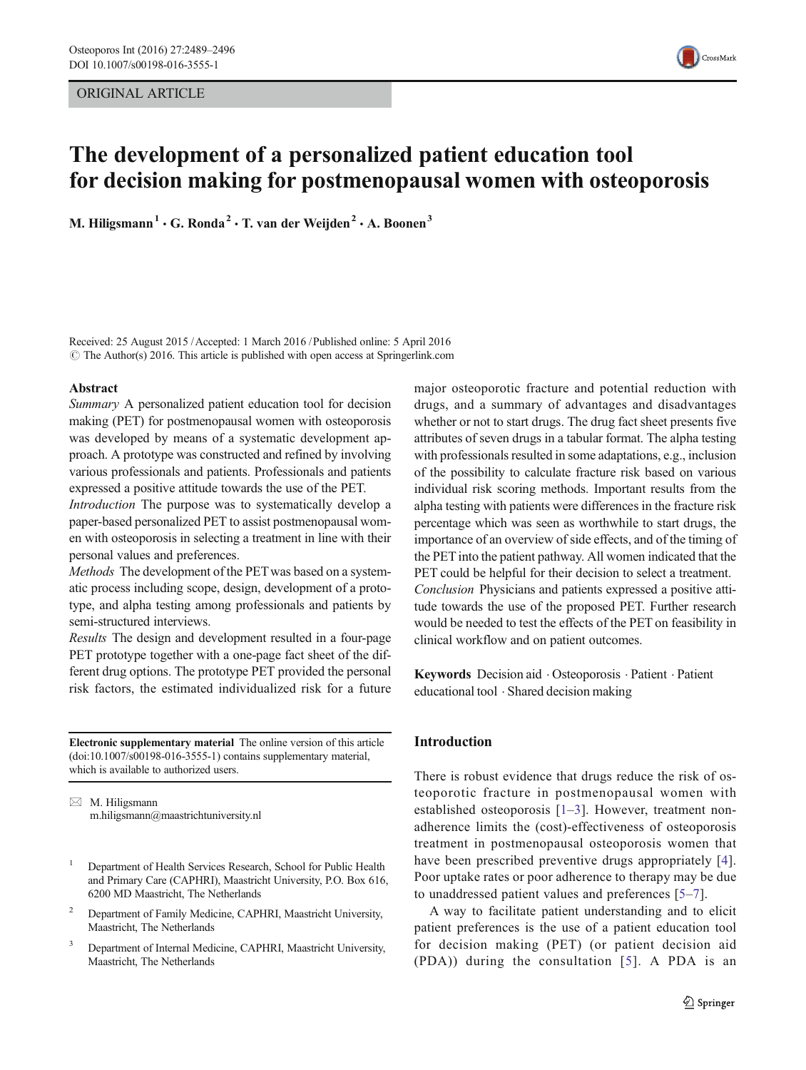ORIGINAL ARTICLE

# The development of a personalized patient education tool for decision making for postmenopausal women with osteoporosis

M. Hiligsmann[1] · G. Ronda[2] · T. van der Weijden[2] · A. Boonen[3]

Received: 25 August 2015 / Accepted: 1 March 2016 / Published online: 5 April 2016
© The Author(s) 2016. This article is published with open access at Springerlink.com

## Abstract

*Summary* A personalized patient education tool for decision making (PET) for postmenopausal women with osteoporosis was developed by means of a systematic development approach. A prototype was constructed and refined by involving various professionals and patients. Professionals and patients expressed a positive attitude towards the use of the PET.

*Introduction* The purpose was to systematically develop a paper-based personalized PET to assist postmenopausal women with osteoporosis in selecting a treatment in line with their personal values and preferences.

*Methods* The development of the PET was based on a systematic process including scope, design, development of a prototype, and alpha testing among professionals and patients by semi-structured interviews.

*Results* The design and development resulted in a four-page PET prototype together with a one-page fact sheet of the different drug options. The prototype PET provided the personal risk factors, the estimated individualized risk for a future major osteoporotic fracture and potential reduction with drugs, and a summary of advantages and disadvantages whether or not to start drugs. The drug fact sheet presents five attributes of seven drugs in a tabular format. The alpha testing with professionals resulted in some adaptations, e.g., inclusion of the possibility to calculate fracture risk based on various individual risk scoring methods. Important results from the alpha testing with patients were differences in the fracture risk percentage which was seen as worthwhile to start drugs, the importance of an overview of side effects, and of the timing of the PET into the patient pathway. All women indicated that the PET could be helpful for their decision to select a treatment.

*Conclusion* Physicians and patients expressed a positive attitude towards the use of the proposed PET. Further research would be needed to test the effects of the PET on feasibility in clinical workflow and on patient outcomes.

**Keywords** Decision aid · Osteoporosis · Patient · Patient educational tool · Shared decision making

**Electronic supplementary material** The online version of this article (doi:10.1007/s00198-016-3555-1) contains supplementary material, which is available to authorized users.

✉ M. Hiligsmann
m.hiligsmann@maastrichtuniversity.nl

[1] Department of Health Services Research, School for Public Health and Primary Care (CAPHRI), Maastricht University, P.O. Box 616, 6200 MD Maastricht, The Netherlands

[2] Department of Family Medicine, CAPHRI, Maastricht University, Maastricht, The Netherlands

[3] Department of Internal Medicine, CAPHRI, Maastricht University, Maastricht, The Netherlands

## Introduction

There is robust evidence that drugs reduce the risk of osteoporotic fracture in postmenopausal women with established osteoporosis [1–3]. However, treatment non-adherence limits the (cost)-effectiveness of osteoporosis treatment in postmenopausal osteoporosis women that have been prescribed preventive drugs appropriately [4]. Poor uptake rates or poor adherence to therapy may be due to unaddressed patient values and preferences [5–7].

A way to facilitate patient understanding and to elicit patient preferences is the use of a patient education tool for decision making (PET) (or patient decision aid (PDA)) during the consultation [5]. A PDA is an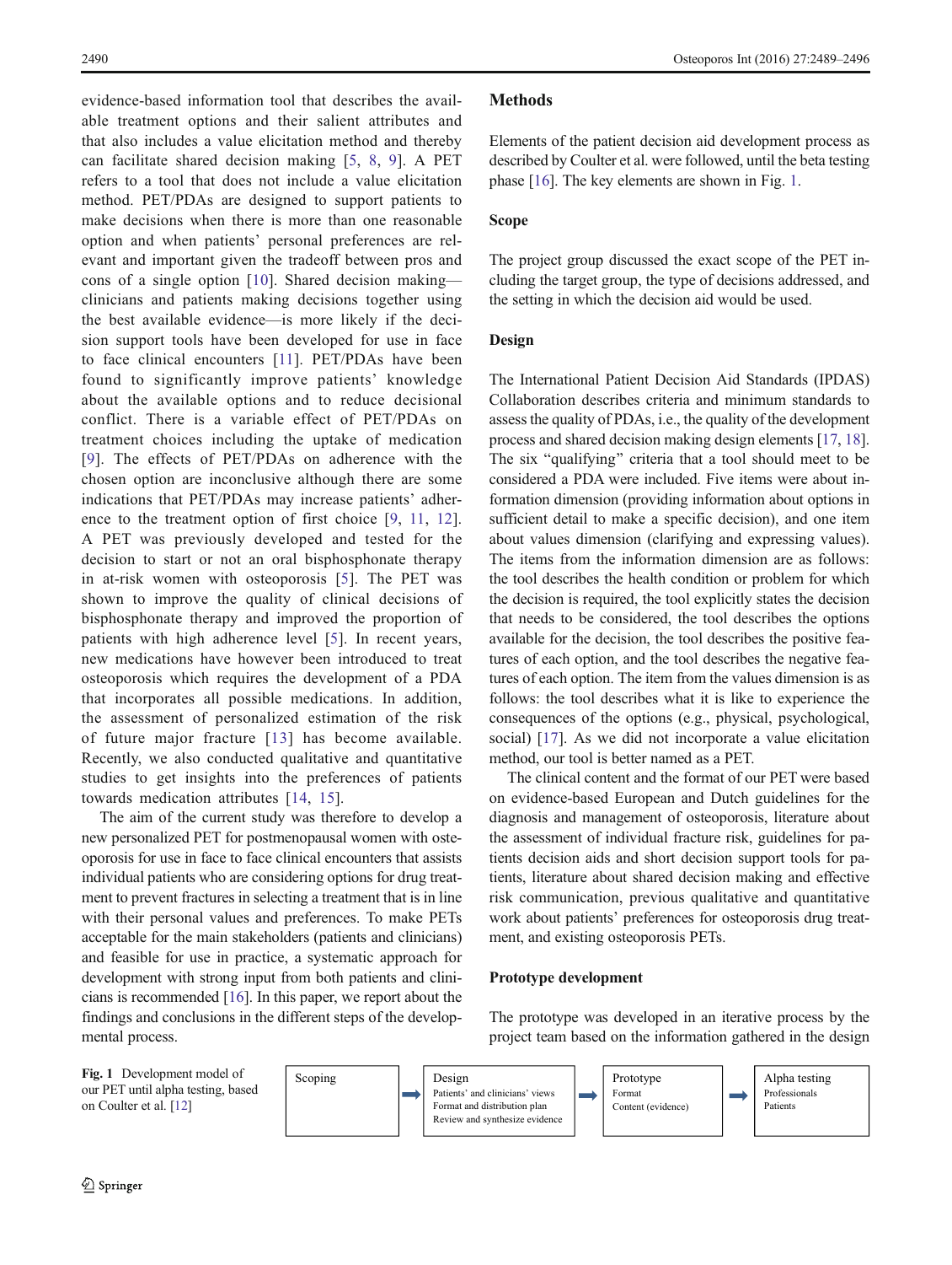evidence-based information tool that describes the available treatment options and their salient attributes and that also includes a value elicitation method and thereby can facilitate shared decision making [5, 8, 9]. A PET refers to a tool that does not include a value elicitation method. PET/PDAs are designed to support patients to make decisions when there is more than one reasonable option and when patients' personal preferences are relevant and important given the tradeoff between pros and cons of a single option [10]. Shared decision making—clinicians and patients making decisions together using the best available evidence—is more likely if the decision support tools have been developed for use in face to face clinical encounters [11]. PET/PDAs have been found to significantly improve patients' knowledge about the available options and to reduce decisional conflict. There is a variable effect of PET/PDAs on treatment choices including the uptake of medication [9]. The effects of PET/PDAs on adherence with the chosen option are inconclusive although there are some indications that PET/PDAs may increase patients' adherence to the treatment option of first choice [9, 11, 12]. A PET was previously developed and tested for the decision to start or not an oral bisphosphonate therapy in at-risk women with osteoporosis [5]. The PET was shown to improve the quality of clinical decisions of bisphosphonate therapy and improved the proportion of patients with high adherence level [5]. In recent years, new medications have however been introduced to treat osteoporosis which requires the development of a PDA that incorporates all possible medications. In addition, the assessment of personalized estimation of the risk of future major fracture [13] has become available. Recently, we also conducted qualitative and quantitative studies to get insights into the preferences of patients towards medication attributes [14, 15].

The aim of the current study was therefore to develop a new personalized PET for postmenopausal women with osteoporosis for use in face to face clinical encounters that assists individual patients who are considering options for drug treatment to prevent fractures in selecting a treatment that is in line with their personal values and preferences. To make PETs acceptable for the main stakeholders (patients and clinicians) and feasible for use in practice, a systematic approach for development with strong input from both patients and clinicians is recommended [16]. In this paper, we report about the findings and conclusions in the different steps of the developmental process.

## Methods

Elements of the patient decision aid development process as described by Coulter et al. were followed, until the beta testing phase [16]. The key elements are shown in Fig. 1.

### Scope

The project group discussed the exact scope of the PET including the target group, the type of decisions addressed, and the setting in which the decision aid would be used.

### Design

The International Patient Decision Aid Standards (IPDAS) Collaboration describes criteria and minimum standards to assess the quality of PDAs, i.e., the quality of the development process and shared decision making design elements [17, 18]. The six "qualifying" criteria that a tool should meet to be considered a PDA were included. Five items were about information dimension (providing information about options in sufficient detail to make a specific decision), and one item about values dimension (clarifying and expressing values). The items from the information dimension are as follows: the tool describes the health condition or problem for which the decision is required, the tool explicitly states the decision that needs to be considered, the tool describes the options available for the decision, the tool describes the positive features of each option, and the tool describes the negative features of each option. The item from the values dimension is as follows: the tool describes what it is like to experience the consequences of the options (e.g., physical, psychological, social) [17]. As we did not incorporate a value elicitation method, our tool is better named as a PET.

The clinical content and the format of our PET were based on evidence-based European and Dutch guidelines for the diagnosis and management of osteoporosis, literature about the assessment of individual fracture risk, guidelines for patients decision aids and short decision support tools for patients, literature about shared decision making and effective risk communication, previous qualitative and quantitative work about patients' preferences for osteoporosis drug treatment, and existing osteoporosis PETs.

### Prototype development

The prototype was developed in an iterative process by the project team based on the information gathered in the design

Scoping → Design (Patients' and clinicians' views; Format and distribution plan; Review and synthesize evidence) → Prototype (Format; Content (evidence)) → Alpha testing (Professionals; Patients)

**Fig. 1** Development model of our PET until alpha testing, based on Coulter et al. [12]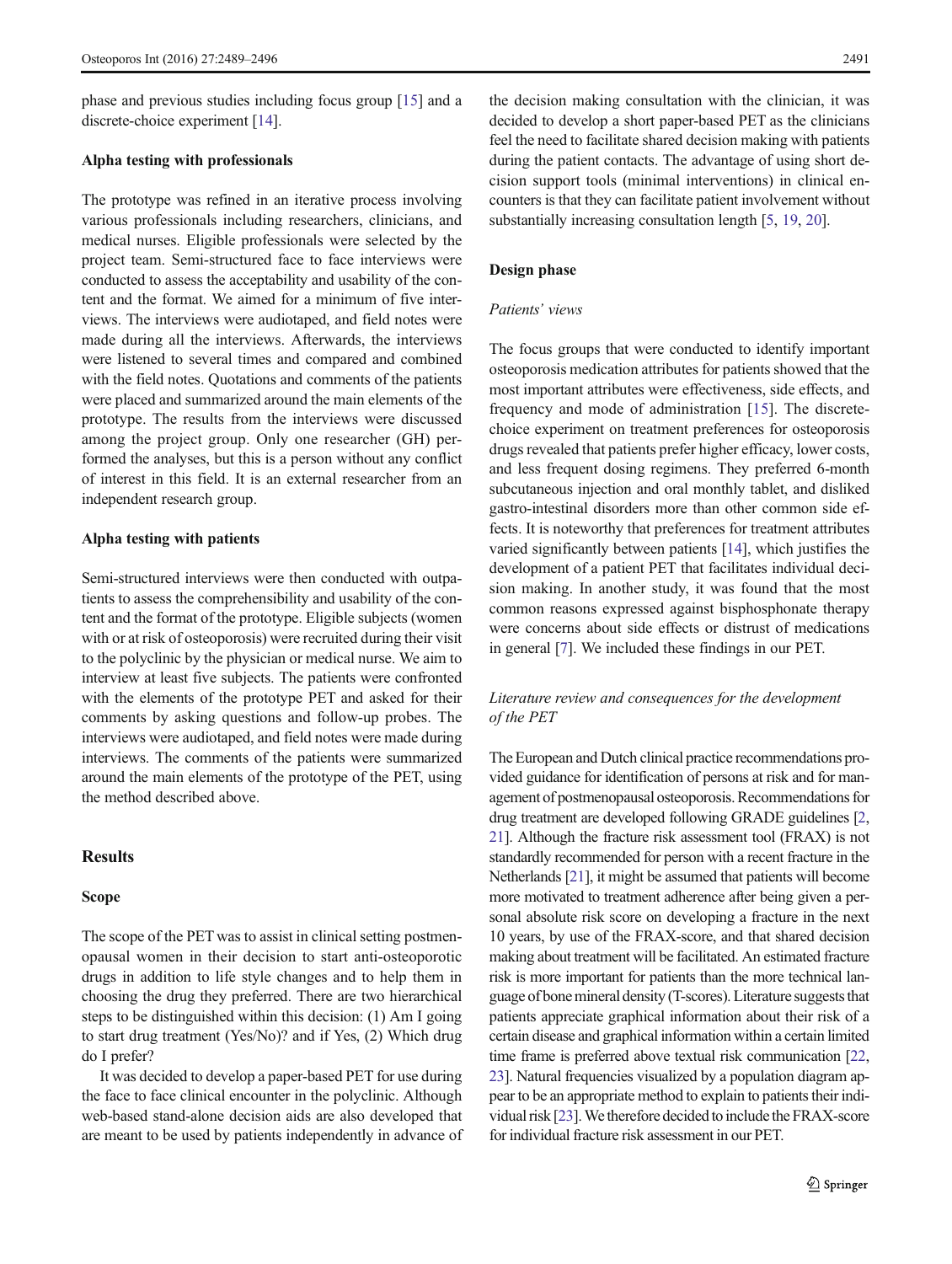phase and previous studies including focus group [15] and a discrete-choice experiment [14].

### Alpha testing with professionals

The prototype was refined in an iterative process involving various professionals including researchers, clinicians, and medical nurses. Eligible professionals were selected by the project team. Semi-structured face to face interviews were conducted to assess the acceptability and usability of the content and the format. We aimed for a minimum of five interviews. The interviews were audiotaped, and field notes were made during all the interviews. Afterwards, the interviews were listened to several times and compared and combined with the field notes. Quotations and comments of the patients were placed and summarized around the main elements of the prototype. The results from the interviews were discussed among the project group. Only one researcher (GH) performed the analyses, but this is a person without any conflict of interest in this field. It is an external researcher from an independent research group.

### Alpha testing with patients

Semi-structured interviews were then conducted with outpatients to assess the comprehensibility and usability of the content and the format of the prototype. Eligible subjects (women with or at risk of osteoporosis) were recruited during their visit to the polyclinic by the physician or medical nurse. We aim to interview at least five subjects. The patients were confronted with the elements of the prototype PET and asked for their comments by asking questions and follow-up probes. The interviews were audiotaped, and field notes were made during interviews. The comments of the patients were summarized around the main elements of the prototype of the PET, using the method described above.

## Results

### Scope

The scope of the PET was to assist in clinical setting postmenopausal women in their decision to start anti-osteoporotic drugs in addition to life style changes and to help them in choosing the drug they preferred. There are two hierarchical steps to be distinguished within this decision: (1) Am I going to start drug treatment (Yes/No)? and if Yes, (2) Which drug do I prefer?

It was decided to develop a paper-based PET for use during the face to face clinical encounter in the polyclinic. Although web-based stand-alone decision aids are also developed that are meant to be used by patients independently in advance of the decision making consultation with the clinician, it was decided to develop a short paper-based PET as the clinicians feel the need to facilitate shared decision making with patients during the patient contacts. The advantage of using short decision support tools (minimal interventions) in clinical encounters is that they can facilitate patient involvement without substantially increasing consultation length [5, 19, 20].

### Design phase

#### *Patients' views*

The focus groups that were conducted to identify important osteoporosis medication attributes for patients showed that the most important attributes were effectiveness, side effects, and frequency and mode of administration [15]. The discrete-choice experiment on treatment preferences for osteoporosis drugs revealed that patients prefer higher efficacy, lower costs, and less frequent dosing regimens. They preferred 6-month subcutaneous injection and oral monthly tablet, and disliked gastro-intestinal disorders more than other common side effects. It is noteworthy that preferences for treatment attributes varied significantly between patients [14], which justifies the development of a patient PET that facilitates individual decision making. In another study, it was found that the most common reasons expressed against bisphosphonate therapy were concerns about side effects or distrust of medications in general [7]. We included these findings in our PET.

#### *Literature review and consequences for the development of the PET*

The European and Dutch clinical practice recommendations provided guidance for identification of persons at risk and for management of postmenopausal osteoporosis. Recommendations for drug treatment are developed following GRADE guidelines [2, 21]. Although the fracture risk assessment tool (FRAX) is not standardly recommended for person with a recent fracture in the Netherlands [21], it might be assumed that patients will become more motivated to treatment adherence after being given a personal absolute risk score on developing a fracture in the next 10 years, by use of the FRAX-score, and that shared decision making about treatment will be facilitated. An estimated fracture risk is more important for patients than the more technical language of bone mineral density (T-scores). Literature suggests that patients appreciate graphical information about their risk of a certain disease and graphical information within a certain limited time frame is preferred above textual risk communication [22, 23]. Natural frequencies visualized by a population diagram appear to be an appropriate method to explain to patients their individual risk [23]. We therefore decided to include the FRAX-score for individual fracture risk assessment in our PET.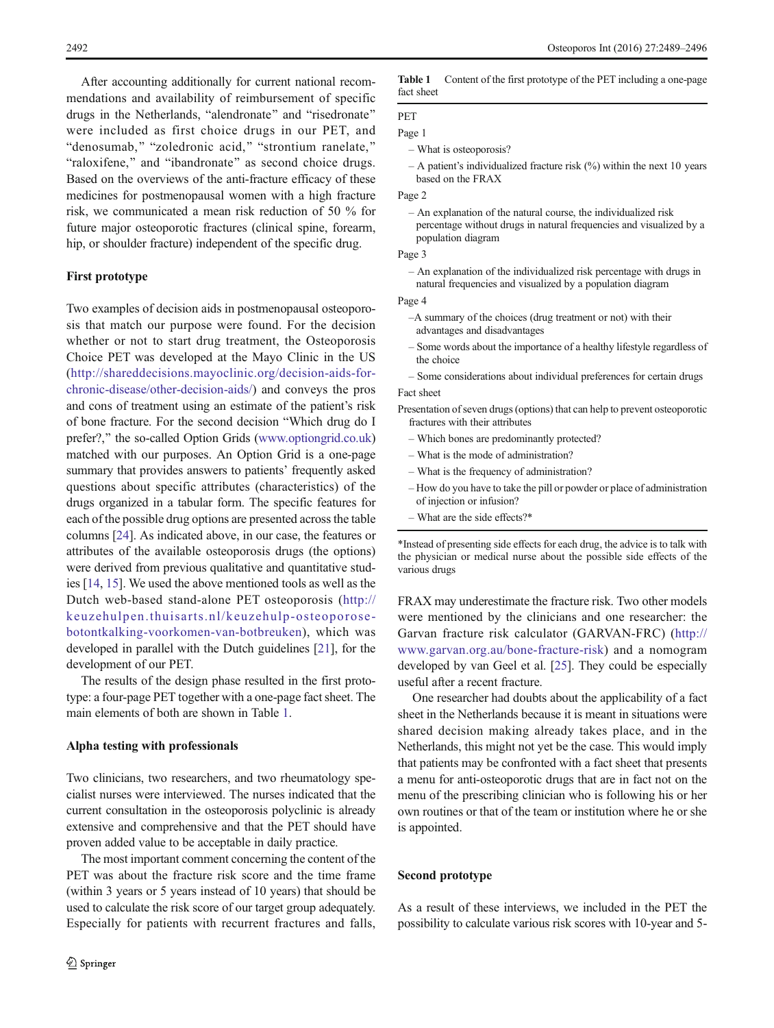After accounting additionally for current national recommendations and availability of reimbursement of specific drugs in the Netherlands, "alendronate" and "risedronate" were included as first choice drugs in our PET, and "denosumab," "zoledronic acid," "strontium ranelate," "raloxifene," and "ibandronate" as second choice drugs. Based on the overviews of the anti-fracture efficacy of these medicines for postmenopausal women with a high fracture risk, we communicated a mean risk reduction of 50 % for future major osteoporotic fractures (clinical spine, forearm, hip, or shoulder fracture) independent of the specific drug.

### First prototype

Two examples of decision aids in postmenopausal osteoporosis that match our purpose were found. For the decision whether or not to start drug treatment, the Osteoporosis Choice PET was developed at the Mayo Clinic in the US (http://shareddecisions.mayoclinic.org/decision-aids-for-chronic-disease/other-decision-aids/) and conveys the pros and cons of treatment using an estimate of the patient's risk of bone fracture. For the second decision "Which drug do I prefer?," the so-called Option Grids (www.optiongrid.co.uk) matched with our purposes. An Option Grid is a one-page summary that provides answers to patients' frequently asked questions about specific attributes (characteristics) of the drugs organized in a tabular form. The specific features for each of the possible drug options are presented across the table columns [24]. As indicated above, in our case, the features or attributes of the available osteoporosis drugs (the options) were derived from previous qualitative and quantitative studies [14, 15]. We used the above mentioned tools as well as the Dutch web-based stand-alone PET osteoporosis (http://keuzehulpen.thuisarts.nl/keuzehulp-osteoporose-botontkalking-voorkomen-van-botbreuken), which was developed in parallel with the Dutch guidelines [21], for the development of our PET.

The results of the design phase resulted in the first prototype: a four-page PET together with a one-page fact sheet. The main elements of both are shown in Table 1.

**Table 1** Content of the first prototype of the PET including a one-page fact sheet

PET

Page 1

- What is osteoporosis?
- A patient's individualized fracture risk (%) within the next 10 years based on the FRAX

Page 2

- An explanation of the natural course, the individualized risk percentage without drugs in natural frequencies and visualized by a population diagram

Page 3

- An explanation of the individualized risk percentage with drugs in natural frequencies and visualized by a population diagram

Page 4

- A summary of the choices (drug treatment or not) with their advantages and disadvantages
- Some words about the importance of a healthy lifestyle regardless of the choice
- Some considerations about individual preferences for certain drugs

Fact sheet

Presentation of seven drugs (options) that can help to prevent osteoporotic fractures with their attributes

- Which bones are predominantly protected?
- What is the mode of administration?
- What is the frequency of administration?
- How do you have to take the pill or powder or place of administration of injection or infusion?
- What are the side effects?*

*Instead of presenting side effects for each drug, the advice is to talk with the physician or medical nurse about the possible side effects of the various drugs

### Alpha testing with professionals

Two clinicians, two researchers, and two rheumatology specialist nurses were interviewed. The nurses indicated that the current consultation in the osteoporosis polyclinic is already extensive and comprehensive and that the PET should have proven added value to be acceptable in daily practice.

The most important comment concerning the content of the PET was about the fracture risk score and the time frame (within 3 years or 5 years instead of 10 years) that should be used to calculate the risk score of our target group adequately. Especially for patients with recurrent fractures and falls, FRAX may underestimate the fracture risk. Two other models were mentioned by the clinicians and one researcher: the Garvan fracture risk calculator (GARVAN-FRC) (http://www.garvan.org.au/bone-fracture-risk) and a nomogram developed by van Geel et al. [25]. They could be especially useful after a recent fracture.

One researcher had doubts about the applicability of a fact sheet in the Netherlands because it is meant in situations were shared decision making already takes place, and in the Netherlands, this might not yet be the case. This would imply that patients may be confronted with a fact sheet that presents a menu for anti-osteoporotic drugs that are in fact not on the menu of the prescribing clinician who is following his or her own routines or that of the team or institution where he or she is appointed.

### Second prototype

As a result of these interviews, we included in the PET the possibility to calculate various risk scores with 10-year and 5-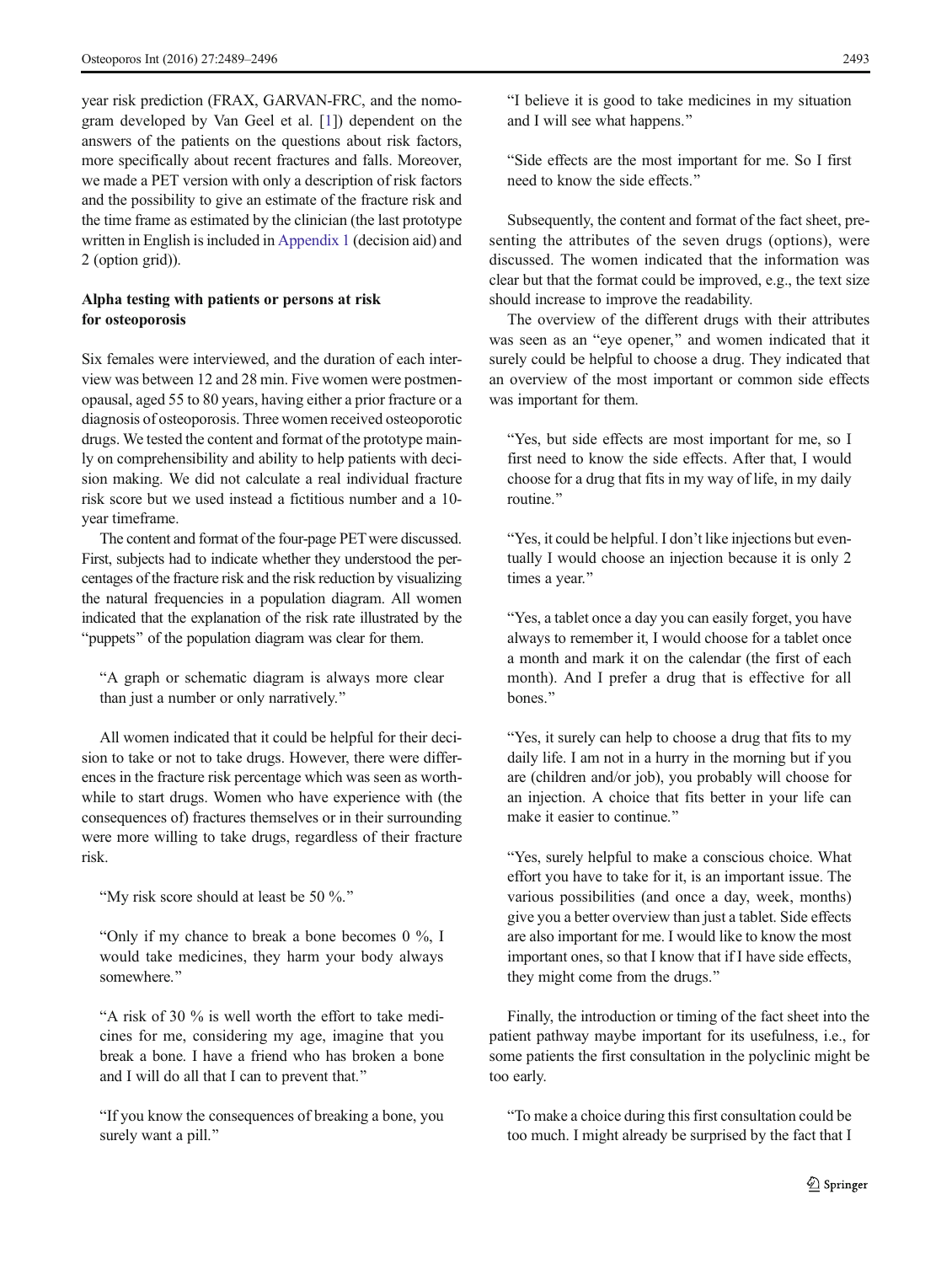year risk prediction (FRAX, GARVAN-FRC, and the nomogram developed by Van Geel et al. [1]) dependent on the answers of the patients on the questions about risk factors, more specifically about recent fractures and falls. Moreover, we made a PET version with only a description of risk factors and the possibility to give an estimate of the fracture risk and the time frame as estimated by the clinician (the last prototype written in English is included in Appendix 1 (decision aid) and 2 (option grid)).

## Alpha testing with patients or persons at risk for osteoporosis

Six females were interviewed, and the duration of each interview was between 12 and 28 min. Five women were postmenopausal, aged 55 to 80 years, having either a prior fracture or a diagnosis of osteoporosis. Three women received osteoporotic drugs. We tested the content and format of the prototype mainly on comprehensibility and ability to help patients with decision making. We did not calculate a real individual fracture risk score but we used instead a fictitious number and a 10-year timeframe.

The content and format of the four-page PET were discussed. First, subjects had to indicate whether they understood the percentages of the fracture risk and the risk reduction by visualizing the natural frequencies in a population diagram. All women indicated that the explanation of the risk rate illustrated by the "puppets" of the population diagram was clear for them.

> "A graph or schematic diagram is always more clear than just a number or only narratively."

All women indicated that it could be helpful for their decision to take or not to take drugs. However, there were differences in the fracture risk percentage which was seen as worthwhile to start drugs. Women who have experience with (the consequences of) fractures themselves or in their surrounding were more willing to take drugs, regardless of their fracture risk.

> "My risk score should at least be 50 %."

> "Only if my chance to break a bone becomes 0 %, I would take medicines, they harm your body always somewhere."

> "A risk of 30 % is well worth the effort to take medicines for me, considering my age, imagine that you break a bone. I have a friend who has broken a bone and I will do all that I can to prevent that."

> "If you know the consequences of breaking a bone, you surely want a pill."

> "I believe it is good to take medicines in my situation and I will see what happens."

> "Side effects are the most important for me. So I first need to know the side effects."

Subsequently, the content and format of the fact sheet, presenting the attributes of the seven drugs (options), were discussed. The women indicated that the information was clear but that the format could be improved, e.g., the text size should increase to improve the readability.

The overview of the different drugs with their attributes was seen as an "eye opener," and women indicated that it surely could be helpful to choose a drug. They indicated that an overview of the most important or common side effects was important for them.

> "Yes, but side effects are most important for me, so I first need to know the side effects. After that, I would choose for a drug that fits in my way of life, in my daily routine."

> "Yes, it could be helpful. I don't like injections but eventually I would choose an injection because it is only 2 times a year."

> "Yes, a tablet once a day you can easily forget, you have always to remember it, I would choose for a tablet once a month and mark it on the calendar (the first of each month). And I prefer a drug that is effective for all bones."

> "Yes, it surely can help to choose a drug that fits to my daily life. I am not in a hurry in the morning but if you are (children and/or job), you probably will choose for an injection. A choice that fits better in your life can make it easier to continue."

> "Yes, surely helpful to make a conscious choice. What effort you have to take for it, is an important issue. The various possibilities (and once a day, week, months) give you a better overview than just a tablet. Side effects are also important for me. I would like to know the most important ones, so that I know that if I have side effects, they might come from the drugs."

Finally, the introduction or timing of the fact sheet into the patient pathway maybe important for its usefulness, i.e., for some patients the first consultation in the polyclinic might be too early.

> "To make a choice during this first consultation could be too much. I might already be surprised by the fact that I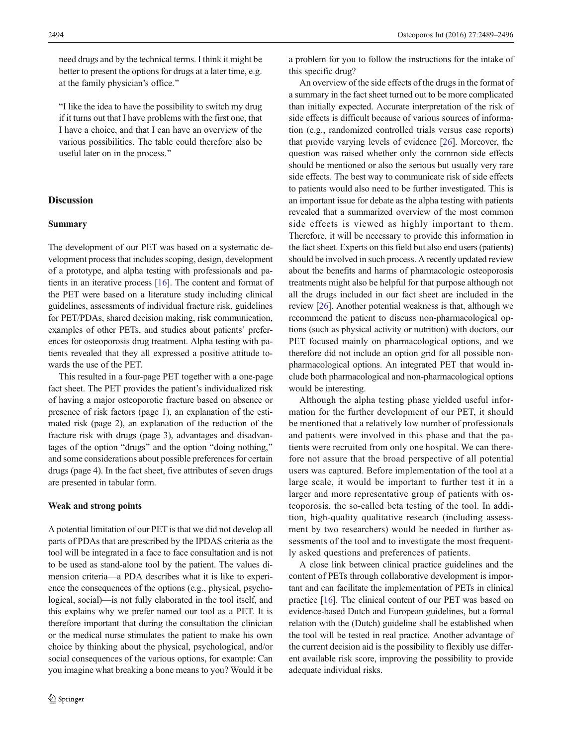need drugs and by the technical terms. I think it might be better to present the options for drugs at a later time, e.g. at the family physician's office."

"I like the idea to have the possibility to switch my drug if it turns out that I have problems with the first one, that I have a choice, and that I can have an overview of the various possibilities. The table could therefore also be useful later on in the process."

## Discussion

### Summary

The development of our PET was based on a systematic development process that includes scoping, design, development of a prototype, and alpha testing with professionals and patients in an iterative process [16]. The content and format of the PET were based on a literature study including clinical guidelines, assessments of individual fracture risk, guidelines for PET/PDAs, shared decision making, risk communication, examples of other PETs, and studies about patients' preferences for osteoporosis drug treatment. Alpha testing with patients revealed that they all expressed a positive attitude towards the use of the PET.

This resulted in a four-page PET together with a one-page fact sheet. The PET provides the patient's individualized risk of having a major osteoporotic fracture based on absence or presence of risk factors (page 1), an explanation of the estimated risk (page 2), an explanation of the reduction of the fracture risk with drugs (page 3), advantages and disadvantages of the option "drugs" and the option "doing nothing," and some considerations about possible preferences for certain drugs (page 4). In the fact sheet, five attributes of seven drugs are presented in tabular form.

### Weak and strong points

A potential limitation of our PET is that we did not develop all parts of PDAs that are prescribed by the IPDAS criteria as the tool will be integrated in a face to face consultation and is not to be used as stand-alone tool by the patient. The values dimension criteria—a PDA describes what it is like to experience the consequences of the options (e.g., physical, psychological, social)—is not fully elaborated in the tool itself, and this explains why we prefer named our tool as a PET. It is therefore important that during the consultation the clinician or the medical nurse stimulates the patient to make his own choice by thinking about the physical, psychological, and/or social consequences of the various options, for example: Can you imagine what breaking a bone means to you? Would it be a problem for you to follow the instructions for the intake of this specific drug?

An overview of the side effects of the drugs in the format of a summary in the fact sheet turned out to be more complicated than initially expected. Accurate interpretation of the risk of side effects is difficult because of various sources of information (e.g., randomized controlled trials versus case reports) that provide varying levels of evidence [26]. Moreover, the question was raised whether only the common side effects should be mentioned or also the serious but usually very rare side effects. The best way to communicate risk of side effects to patients would also need to be further investigated. This is an important issue for debate as the alpha testing with patients revealed that a summarized overview of the most common side effects is viewed as highly important to them. Therefore, it will be necessary to provide this information in the fact sheet. Experts on this field but also end users (patients) should be involved in such process. A recently updated review about the benefits and harms of pharmacologic osteoporosis treatments might also be helpful for that purpose although not all the drugs included in our fact sheet are included in the review [26]. Another potential weakness is that, although we recommend the patient to discuss non-pharmacological options (such as physical activity or nutrition) with doctors, our PET focused mainly on pharmacological options, and we therefore did not include an option grid for all possible non-pharmacological options. An integrated PET that would include both pharmacological and non-pharmacological options would be interesting.

Although the alpha testing phase yielded useful information for the further development of our PET, it should be mentioned that a relatively low number of professionals and patients were involved in this phase and that the patients were recruited from only one hospital. We can therefore not assure that the broad perspective of all potential users was captured. Before implementation of the tool at a large scale, it would be important to further test it in a larger and more representative group of patients with osteoporosis, the so-called beta testing of the tool. In addition, high-quality qualitative research (including assessment by two researchers) would be needed in further assessments of the tool and to investigate the most frequently asked questions and preferences of patients.

A close link between clinical practice guidelines and the content of PETs through collaborative development is important and can facilitate the implementation of PETs in clinical practice [16]. The clinical content of our PET was based on evidence-based Dutch and European guidelines, but a formal relation with the (Dutch) guideline shall be established when the tool will be tested in real practice. Another advantage of the current decision aid is the possibility to flexibly use different available risk score, improving the possibility to provide adequate individual risks.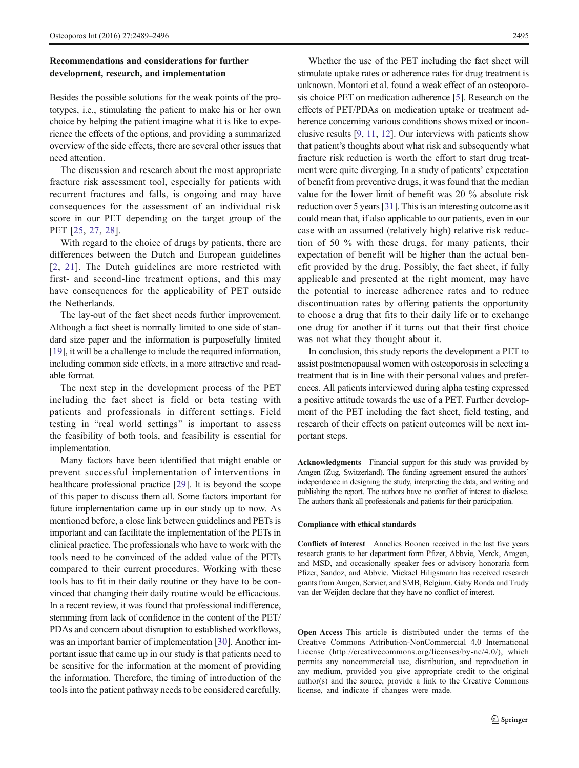### Recommendations and considerations for further development, research, and implementation

Besides the possible solutions for the weak points of the prototypes, i.e., stimulating the patient to make his or her own choice by helping the patient imagine what it is like to experience the effects of the options, and providing a summarized overview of the side effects, there are several other issues that need attention.

The discussion and research about the most appropriate fracture risk assessment tool, especially for patients with recurrent fractures and falls, is ongoing and may have consequences for the assessment of an individual risk score in our PET depending on the target group of the PET [25, 27, 28].

With regard to the choice of drugs by patients, there are differences between the Dutch and European guidelines [2, 21]. The Dutch guidelines are more restricted with first- and second-line treatment options, and this may have consequences for the applicability of PET outside the Netherlands.

The lay-out of the fact sheet needs further improvement. Although a fact sheet is normally limited to one side of standard size paper and the information is purposefully limited [19], it will be a challenge to include the required information, including common side effects, in a more attractive and readable format.

The next step in the development process of the PET including the fact sheet is field or beta testing with patients and professionals in different settings. Field testing in "real world settings" is important to assess the feasibility of both tools, and feasibility is essential for implementation.

Many factors have been identified that might enable or prevent successful implementation of interventions in healthcare professional practice [29]. It is beyond the scope of this paper to discuss them all. Some factors important for future implementation came up in our study up to now. As mentioned before, a close link between guidelines and PETs is important and can facilitate the implementation of the PETs in clinical practice. The professionals who have to work with the tools need to be convinced of the added value of the PETs compared to their current procedures. Working with these tools has to fit in their daily routine or they have to be convinced that changing their daily routine would be efficacious. In a recent review, it was found that professional indifference, stemming from lack of confidence in the content of the PET/PDAs and concern about disruption to established workflows, was an important barrier of implementation [30]. Another important issue that came up in our study is that patients need to be sensitive for the information at the moment of providing the information. Therefore, the timing of introduction of the tools into the patient pathway needs to be considered carefully.

Whether the use of the PET including the fact sheet will stimulate uptake rates or adherence rates for drug treatment is unknown. Montori et al. found a weak effect of an osteoporosis choice PET on medication adherence [5]. Research on the effects of PET/PDAs on medication uptake or treatment adherence concerning various conditions shows mixed or inconclusive results [9, 11, 12]. Our interviews with patients show that patient's thoughts about what risk and subsequently what fracture risk reduction is worth the effort to start drug treatment were quite diverging. In a study of patients' expectation of benefit from preventive drugs, it was found that the median value for the lower limit of benefit was 20 % absolute risk reduction over 5 years [31]. This is an interesting outcome as it could mean that, if also applicable to our patients, even in our case with an assumed (relatively high) relative risk reduction of 50 % with these drugs, for many patients, their expectation of benefit will be higher than the actual benefit provided by the drug. Possibly, the fact sheet, if fully applicable and presented at the right moment, may have the potential to increase adherence rates and to reduce discontinuation rates by offering patients the opportunity to choose a drug that fits to their daily life or to exchange one drug for another if it turns out that their first choice was not what they thought about it.

In conclusion, this study reports the development a PET to assist postmenopausal women with osteoporosis in selecting a treatment that is in line with their personal values and preferences. All patients interviewed during alpha testing expressed a positive attitude towards the use of a PET. Further development of the PET including the fact sheet, field testing, and research of their effects on patient outcomes will be next important steps.

**Acknowledgments** Financial support for this study was provided by Amgen (Zug, Switzerland). The funding agreement ensured the authors' independence in designing the study, interpreting the data, and writing and publishing the report. The authors have no conflict of interest to disclose. The authors thank all professionals and patients for their participation.

**Compliance with ethical standards**

**Conflicts of interest** Annelies Boonen received in the last five years research grants to her department form Pfizer, Abbvie, Merck, Amgen, and MSD, and occasionally speaker fees or advisory honoraria form Pfizer, Sandoz, and Abbvie. Mickael Hiligsmann has received research grants from Amgen, Servier, and SMB, Belgium. Gaby Ronda and Trudy van der Weijden declare that they have no conflict of interest.

**Open Access** This article is distributed under the terms of the Creative Commons Attribution-NonCommercial 4.0 International License (http://creativecommons.org/licenses/by-nc/4.0/), which permits any noncommercial use, distribution, and reproduction in any medium, provided you give appropriate credit to the original author(s) and the source, provide a link to the Creative Commons license, and indicate if changes were made.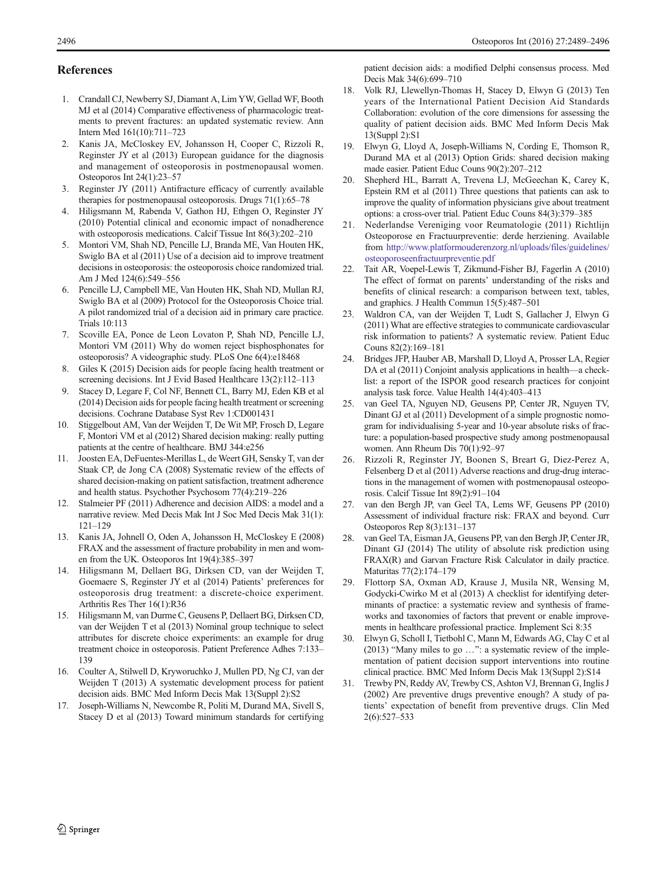## References

1. Crandall CJ, Newberry SJ, Diamant A, Lim YW, Gellad WF, Booth MJ et al (2014) Comparative effectiveness of pharmacologic treatments to prevent fractures: an updated systematic review. Ann Intern Med 161(10):711–723
2. Kanis JA, McCloskey EV, Johansson H, Cooper C, Rizzoli R, Reginster JY et al (2013) European guidance for the diagnosis and management of osteoporosis in postmenopausal women. Osteoporos Int 24(1):23–57
3. Reginster JY (2011) Antifracture efficacy of currently available therapies for postmenopausal osteoporosis. Drugs 71(1):65–78
4. Hiligsmann M, Rabenda V, Gathon HJ, Ethgen O, Reginster JY (2010) Potential clinical and economic impact of nonadherence with osteoporosis medications. Calcif Tissue Int 86(3):202–210
5. Montori VM, Shah ND, Pencille LJ, Branda ME, Van Houten HK, Swiglo BA et al (2011) Use of a decision aid to improve treatment decisions in osteoporosis: the osteoporosis choice randomized trial. Am J Med 124(6):549–556
6. Pencille LJ, Campbell ME, Van Houten HK, Shah ND, Mullan RJ, Swiglo BA et al (2009) Protocol for the Osteoporosis Choice trial. A pilot randomized trial of a decision aid in primary care practice. Trials 10:113
7. Scoville EA, Ponce de Leon Lovaton P, Shah ND, Pencille LJ, Montori VM (2011) Why do women reject bisphosphonates for osteoporosis? A videographic study. PLoS One 6(4):e18468
8. Giles K (2015) Decision aids for people facing health treatment or screening decisions. Int J Evid Based Healthcare 13(2):112–113
9. Stacey D, Legare F, Col NF, Bennett CL, Barry MJ, Eden KB et al (2014) Decision aids for people facing health treatment or screening decisions. Cochrane Database Syst Rev 1:CD001431
10. Stiggelbout AM, Van der Weijden T, De Wit MP, Frosch D, Legare F, Montori VM et al (2012) Shared decision making: really putting patients at the centre of healthcare. BMJ 344:e256
11. Joosten EA, DeFuentes-Merillas L, de Weert GH, Sensky T, van der Staak CP, de Jong CA (2008) Systematic review of the effects of shared decision-making on patient satisfaction, treatment adherence and health status. Psychother Psychosom 77(4):219–226
12. Stalmeier PF (2011) Adherence and decision AIDS: a model and a narrative review. Med Decis Mak Int J Soc Med Decis Mak 31(1):121–129
13. Kanis JA, Johnell O, Oden A, Johansson H, McCloskey E (2008) FRAX and the assessment of fracture probability in men and women from the UK. Osteoporos Int 19(4):385–397
14. Hiligsmann M, Dellaert BG, Dirksen CD, van der Weijden T, Goemaere S, Reginster JY et al (2014) Patients' preferences for osteoporosis drug treatment: a discrete-choice experiment. Arthritis Res Ther 16(1):R36
15. Hiligsmann M, van Durme C, Geusens P, Dellaert BG, Dirksen CD, van der Weijden T et al (2013) Nominal group technique to select attributes for discrete choice experiments: an example for drug treatment choice in osteoporosis. Patient Preference Adhes 7:133–139
16. Coulter A, Stilwell D, Kryworuchko J, Mullen PD, Ng CJ, van der Weijden T (2013) A systematic development process for patient decision aids. BMC Med Inform Decis Mak 13(Suppl 2):S2
17. Joseph-Williams N, Newcombe R, Politi M, Durand MA, Sivell S, Stacey D et al (2013) Toward minimum standards for certifying patient decision aids: a modified Delphi consensus process. Med Decis Mak 34(6):699–710
18. Volk RJ, Llewellyn-Thomas H, Stacey D, Elwyn G (2013) Ten years of the International Patient Decision Aid Standards Collaboration: evolution of the core dimensions for assessing the quality of patient decision aids. BMC Med Inform Decis Mak 13(Suppl 2):S1
19. Elwyn G, Lloyd A, Joseph-Williams N, Cording E, Thomson R, Durand MA et al (2013) Option Grids: shared decision making made easier. Patient Educ Couns 90(2):207–212
20. Shepherd HL, Barratt A, Trevena LJ, McGeechan K, Carey K, Epstein RM et al (2011) Three questions that patients can ask to improve the quality of information physicians give about treatment options: a cross-over trial. Patient Educ Couns 84(3):379–385
21. Nederlandse Vereniging voor Reumatologie (2011) Richtlijn Osteoporose en Fractuurpreventie: derde herziening. Available from http://www.platformouderenzorg.nl/uploads/files/guidelines/osteoporoseenfractuurpreventie.pdf
22. Tait AR, Voepel-Lewis T, Zikmund-Fisher BJ, Fagerlin A (2010) The effect of format on parents' understanding of the risks and benefits of clinical research: a comparison between text, tables, and graphics. J Health Commun 15(5):487–501
23. Waldron CA, van der Weijden T, Ludt S, Gallacher J, Elwyn G (2011) What are effective strategies to communicate cardiovascular risk information to patients? A systematic review. Patient Educ Couns 82(2):169–181
24. Bridges JFP, Hauber AB, Marshall D, Lloyd A, Prosser LA, Regier DA et al (2011) Conjoint analysis applications in health—a checklist: a report of the ISPOR good research practices for conjoint analysis task force. Value Health 14(4):403–413
25. van Geel TA, Nguyen ND, Geusens PP, Center JR, Nguyen TV, Dinant GJ et al (2011) Development of a simple prognostic nomogram for individualising 5-year and 10-year absolute risks of fracture: a population-based prospective study among postmenopausal women. Ann Rheum Dis 70(1):92–97
26. Rizzoli R, Reginster JY, Boonen S, Breart G, Diez-Perez A, Felsenberg D et al (2011) Adverse reactions and drug-drug interactions in the management of women with postmenopausal osteoporosis. Calcif Tissue Int 89(2):91–104
27. van den Bergh JP, van Geel TA, Lems WF, Geusens PP (2010) Assessment of individual fracture risk: FRAX and beyond. Curr Osteoporos Rep 8(3):131–137
28. van Geel TA, Eisman JA, Geusens PP, van den Bergh JP, Center JR, Dinant GJ (2014) The utility of absolute risk prediction using FRAX(R) and Garvan Fracture Risk Calculator in daily practice. Maturitas 77(2):174–179
29. Flottorp SA, Oxman AD, Krause J, Musila NR, Wensing M, Godycki-Cwirko M et al (2013) A checklist for identifying determinants of practice: a systematic review and synthesis of frameworks and taxonomies of factors that prevent or enable improvements in healthcare professional practice. Implement Sci 8:35
30. Elwyn G, Scholl I, Tietbohl C, Mann M, Edwards AG, Clay C et al (2013) "Many miles to go …": a systematic review of the implementation of patient decision support interventions into routine clinical practice. BMC Med Inform Decis Mak 13(Suppl 2):S14
31. Trewby PN, Reddy AV, Trewby CS, Ashton VJ, Brennan G, Inglis J (2002) Are preventive drugs preventive enough? A study of patients' expectation of benefit from preventive drugs. Clin Med 2(6):527–533